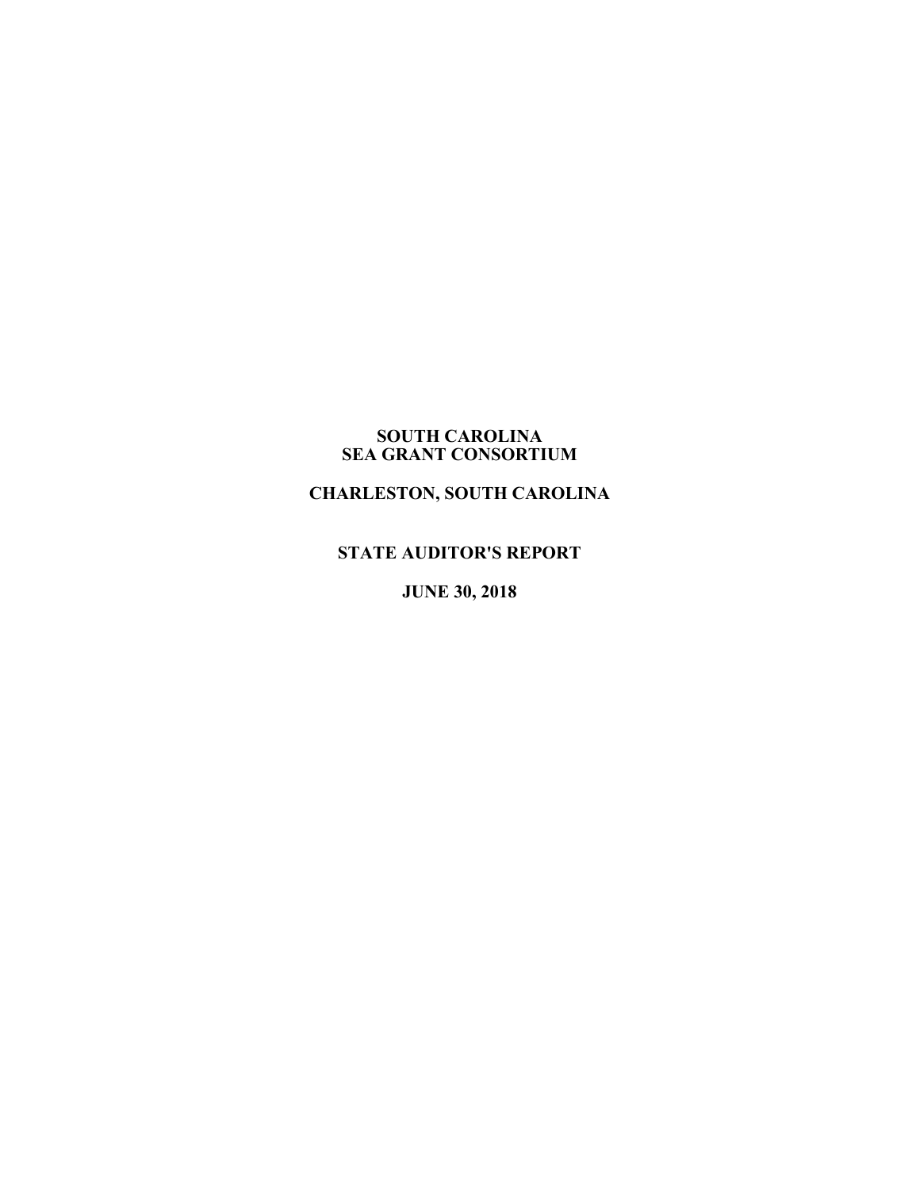# SOUTH CAROLINA SEA GRANT CONSORTIUM

## CHARLESTON, SOUTH CAROLINA

## STATE AUDITOR'S REPORT

## JUNE 30, 2018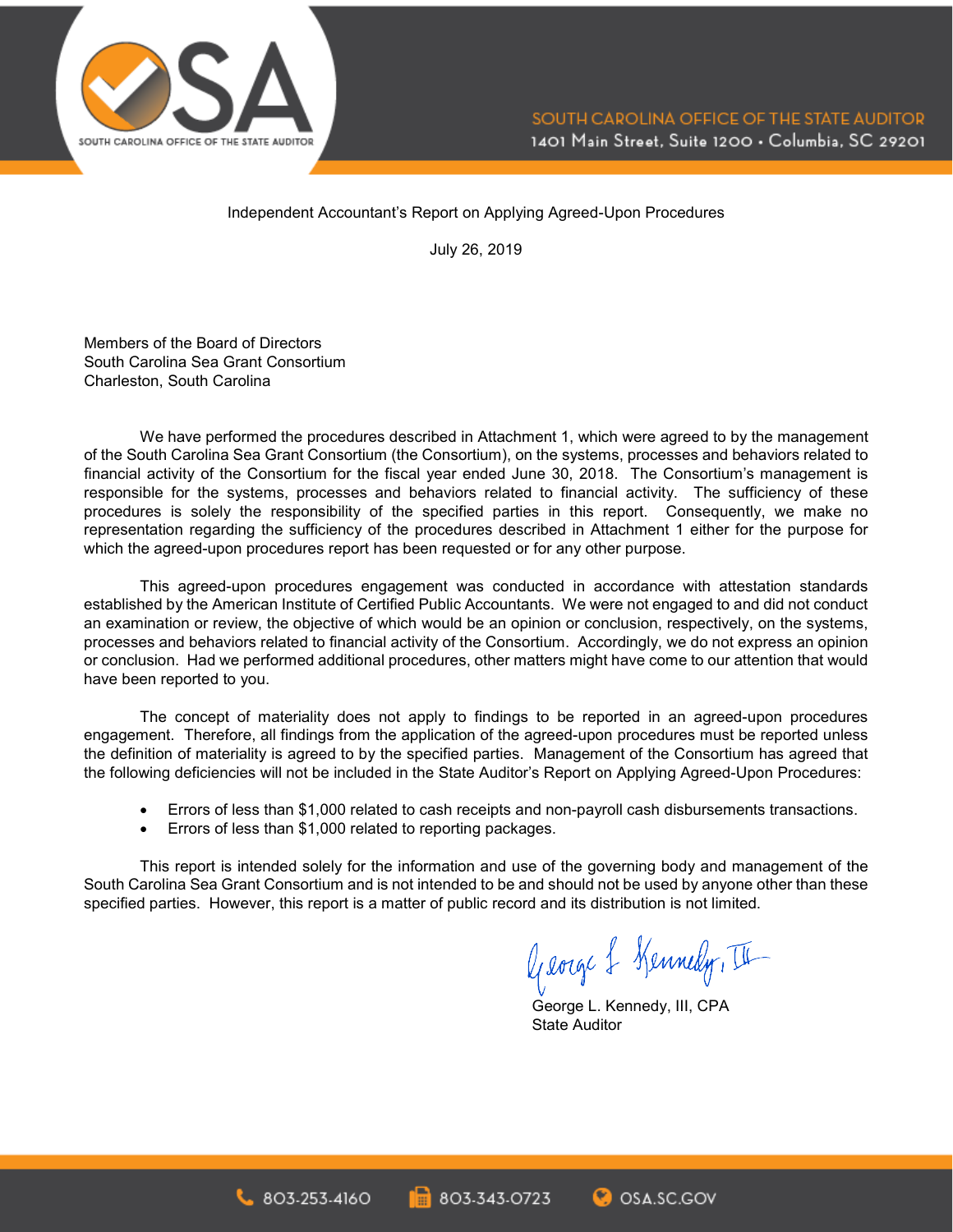SOUTH CAROLINA OFFICE OF THE STATE AUDITOR
1401 Main Street, Suite 1200 • Columbia, SC 29201

Independent Accountant's Report on Applying Agreed-Upon Procedures

July 26, 2019

Members of the Board of Directors
South Carolina Sea Grant Consortium
Charleston, South Carolina

We have performed the procedures described in Attachment 1, which were agreed to by the management of the South Carolina Sea Grant Consortium (the Consortium), on the systems, processes and behaviors related to financial activity of the Consortium for the fiscal year ended June 30, 2018. The Consortium's management is responsible for the systems, processes and behaviors related to financial activity. The sufficiency of these procedures is solely the responsibility of the specified parties in this report. Consequently, we make no representation regarding the sufficiency of the procedures described in Attachment 1 either for the purpose for which the agreed-upon procedures report has been requested or for any other purpose.

This agreed-upon procedures engagement was conducted in accordance with attestation standards established by the American Institute of Certified Public Accountants. We were not engaged to and did not conduct an examination or review, the objective of which would be an opinion or conclusion, respectively, on the systems, processes and behaviors related to financial activity of the Consortium. Accordingly, we do not express an opinion or conclusion. Had we performed additional procedures, other matters might have come to our attention that would have been reported to you.

The concept of materiality does not apply to findings to be reported in an agreed-upon procedures engagement. Therefore, all findings from the application of the agreed-upon procedures must be reported unless the definition of materiality is agreed to by the specified parties. Management of the Consortium has agreed that the following deficiencies will not be included in the State Auditor's Report on Applying Agreed-Upon Procedures:

- Errors of less than $1,000 related to cash receipts and non-payroll cash disbursements transactions.
- Errors of less than $1,000 related to reporting packages.

This report is intended solely for the information and use of the governing body and management of the South Carolina Sea Grant Consortium and is not intended to be and should not be used by anyone other than these specified parties. However, this report is a matter of public record and its distribution is not limited.

George L. Kennedy, III, CPA
State Auditor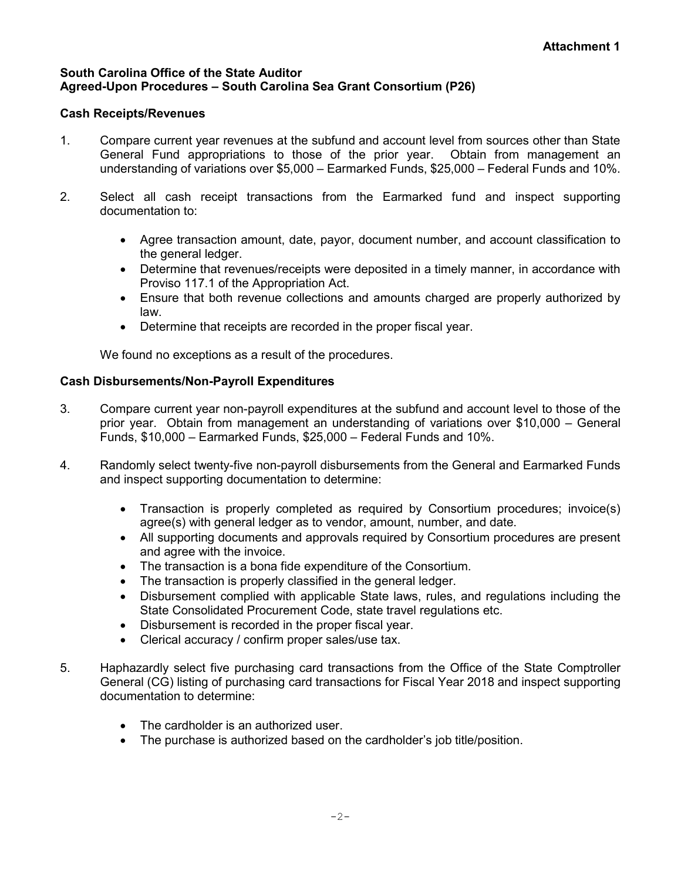**Attachment 1**

**South Carolina Office of the State Auditor**
**Agreed-Upon Procedures – South Carolina Sea Grant Consortium (P26)**

**Cash Receipts/Revenues**

1. Compare current year revenues at the subfund and account level from sources other than State General Fund appropriations to those of the prior year. Obtain from management an understanding of variations over $5,000 – Earmarked Funds, $25,000 – Federal Funds and 10%.

2. Select all cash receipt transactions from the Earmarked fund and inspect supporting documentation to:

   - Agree transaction amount, date, payor, document number, and account classification to the general ledger.
   - Determine that revenues/receipts were deposited in a timely manner, in accordance with Proviso 117.1 of the Appropriation Act.
   - Ensure that both revenue collections and amounts charged are properly authorized by law.
   - Determine that receipts are recorded in the proper fiscal year.

   We found no exceptions as a result of the procedures.

**Cash Disbursements/Non-Payroll Expenditures**

3. Compare current year non-payroll expenditures at the subfund and account level to those of the prior year. Obtain from management an understanding of variations over $10,000 – General Funds, $10,000 – Earmarked Funds, $25,000 – Federal Funds and 10%.

4. Randomly select twenty-five non-payroll disbursements from the General and Earmarked Funds and inspect supporting documentation to determine:

   - Transaction is properly completed as required by Consortium procedures; invoice(s) agree(s) with general ledger as to vendor, amount, number, and date.
   - All supporting documents and approvals required by Consortium procedures are present and agree with the invoice.
   - The transaction is a bona fide expenditure of the Consortium.
   - The transaction is properly classified in the general ledger.
   - Disbursement complied with applicable State laws, rules, and regulations including the State Consolidated Procurement Code, state travel regulations etc.
   - Disbursement is recorded in the proper fiscal year.
   - Clerical accuracy / confirm proper sales/use tax.

5. Haphazardly select five purchasing card transactions from the Office of the State Comptroller General (CG) listing of purchasing card transactions for Fiscal Year 2018 and inspect supporting documentation to determine:

   - The cardholder is an authorized user.
   - The purchase is authorized based on the cardholder's job title/position.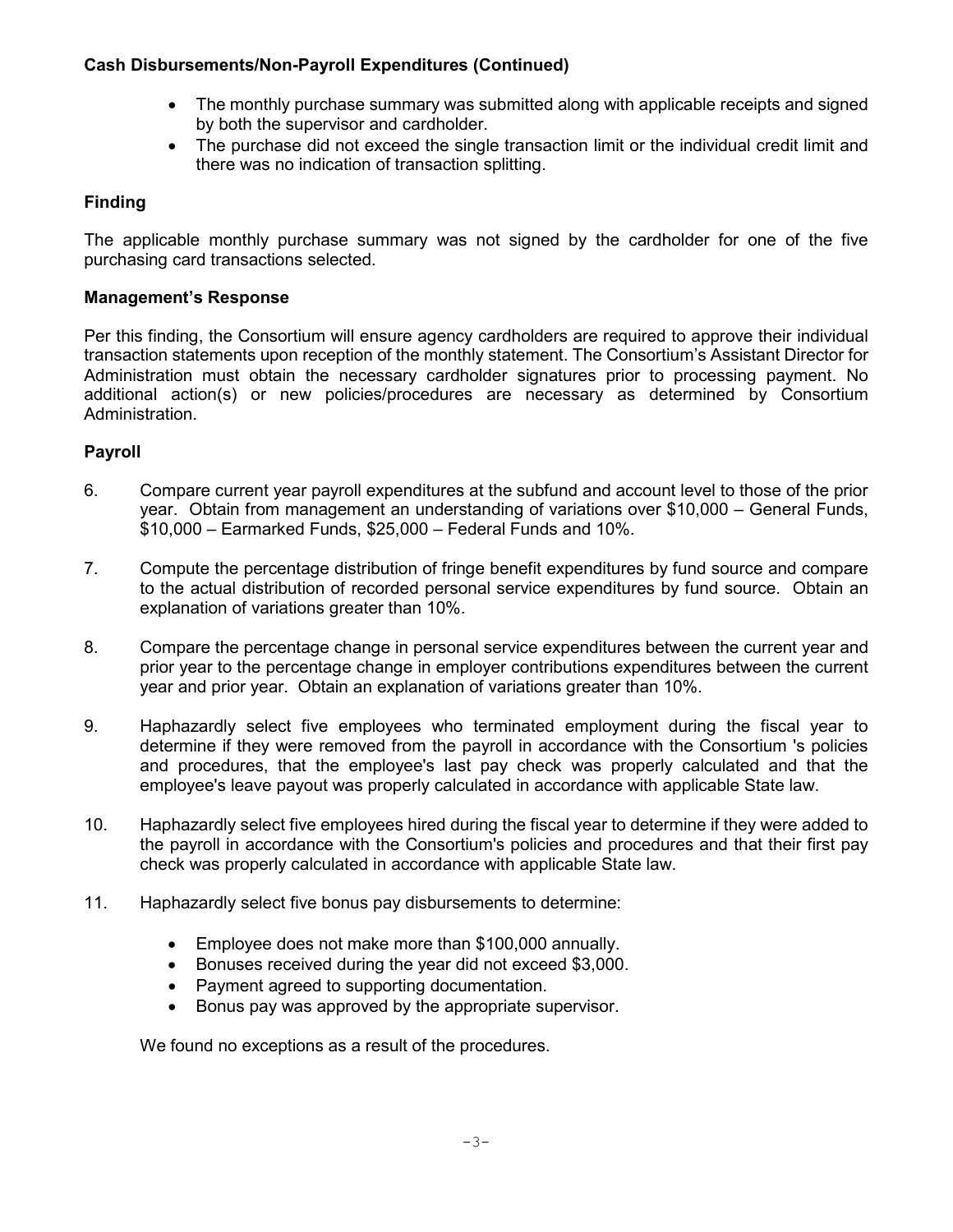**Cash Disbursements/Non-Payroll Expenditures (Continued)**

- The monthly purchase summary was submitted along with applicable receipts and signed by both the supervisor and cardholder.
- The purchase did not exceed the single transaction limit or the individual credit limit and there was no indication of transaction splitting.

**Finding**

The applicable monthly purchase summary was not signed by the cardholder for one of the five purchasing card transactions selected.

**Management's Response**

Per this finding, the Consortium will ensure agency cardholders are required to approve their individual transaction statements upon reception of the monthly statement. The Consortium's Assistant Director for Administration must obtain the necessary cardholder signatures prior to processing payment. No additional action(s) or new policies/procedures are necessary as determined by Consortium Administration.

**Payroll**

6. Compare current year payroll expenditures at the subfund and account level to those of the prior year. Obtain from management an understanding of variations over $10,000 – General Funds, $10,000 – Earmarked Funds, $25,000 – Federal Funds and 10%.

7. Compute the percentage distribution of fringe benefit expenditures by fund source and compare to the actual distribution of recorded personal service expenditures by fund source. Obtain an explanation of variations greater than 10%.

8. Compare the percentage change in personal service expenditures between the current year and prior year to the percentage change in employer contributions expenditures between the current year and prior year. Obtain an explanation of variations greater than 10%.

9. Haphazardly select five employees who terminated employment during the fiscal year to determine if they were removed from the payroll in accordance with the Consortium 's policies and procedures, that the employee's last pay check was properly calculated and that the employee's leave payout was properly calculated in accordance with applicable State law.

10. Haphazardly select five employees hired during the fiscal year to determine if they were added to the payroll in accordance with the Consortium's policies and procedures and that their first pay check was properly calculated in accordance with applicable State law.

11. Haphazardly select five bonus pay disbursements to determine:

    - Employee does not make more than $100,000 annually.
    - Bonuses received during the year did not exceed $3,000.
    - Payment agreed to supporting documentation.
    - Bonus pay was approved by the appropriate supervisor.

    We found no exceptions as a result of the procedures.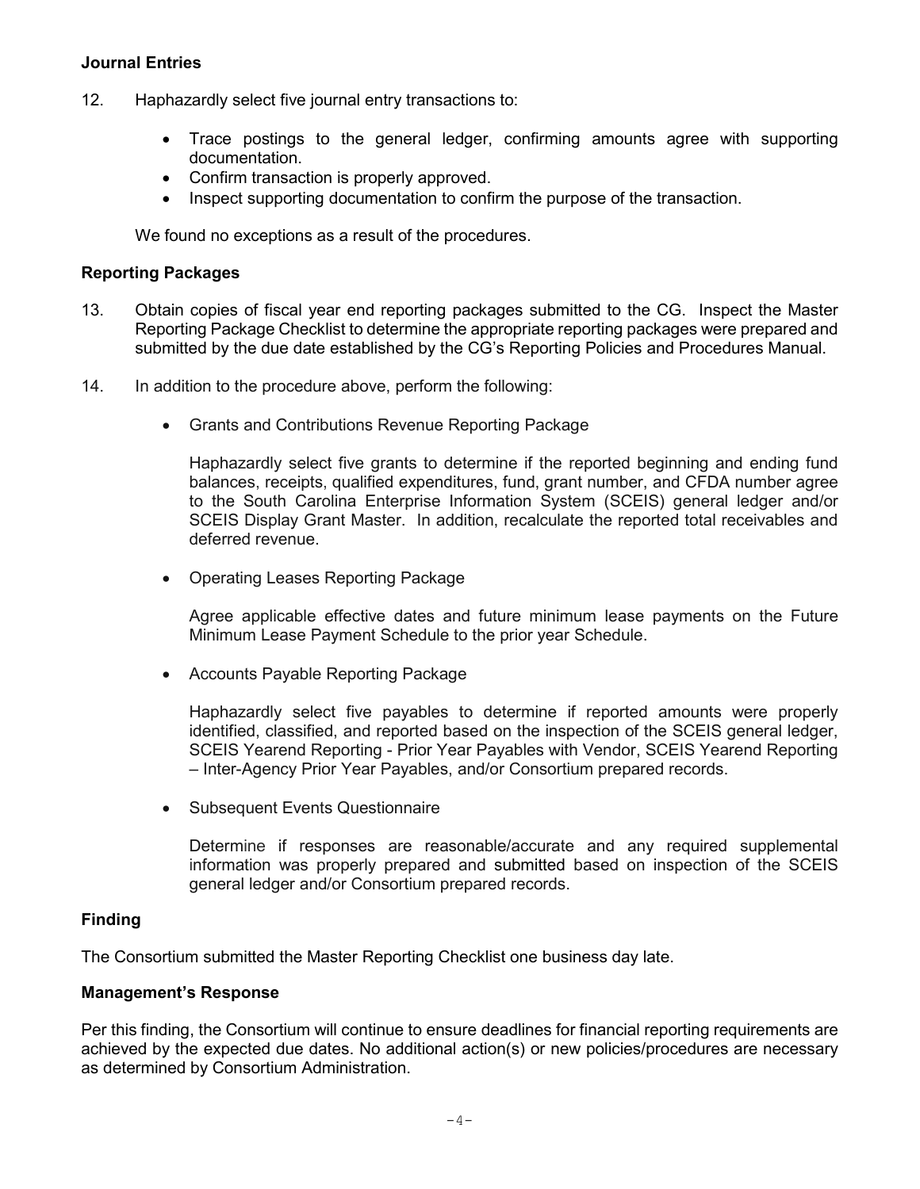### Journal Entries

12. Haphazardly select five journal entry transactions to:

    - Trace postings to the general ledger, confirming amounts agree with supporting documentation.
    - Confirm transaction is properly approved.
    - Inspect supporting documentation to confirm the purpose of the transaction.

    We found no exceptions as a result of the procedures.

### Reporting Packages

13. Obtain copies of fiscal year end reporting packages submitted to the CG. Inspect the Master Reporting Package Checklist to determine the appropriate reporting packages were prepared and submitted by the due date established by the CG's Reporting Policies and Procedures Manual.

14. In addition to the procedure above, perform the following:

    - Grants and Contributions Revenue Reporting Package

      Haphazardly select five grants to determine if the reported beginning and ending fund balances, receipts, qualified expenditures, fund, grant number, and CFDA number agree to the South Carolina Enterprise Information System (SCEIS) general ledger and/or SCEIS Display Grant Master. In addition, recalculate the reported total receivables and deferred revenue.

    - Operating Leases Reporting Package

      Agree applicable effective dates and future minimum lease payments on the Future Minimum Lease Payment Schedule to the prior year Schedule.

    - Accounts Payable Reporting Package

      Haphazardly select five payables to determine if reported amounts were properly identified, classified, and reported based on the inspection of the SCEIS general ledger, SCEIS Yearend Reporting - Prior Year Payables with Vendor, SCEIS Yearend Reporting – Inter-Agency Prior Year Payables, and/or Consortium prepared records.

    - Subsequent Events Questionnaire

      Determine if responses are reasonable/accurate and any required supplemental information was properly prepared and submitted based on inspection of the SCEIS general ledger and/or Consortium prepared records.

### Finding

The Consortium submitted the Master Reporting Checklist one business day late.

### Management's Response

Per this finding, the Consortium will continue to ensure deadlines for financial reporting requirements are achieved by the expected due dates. No additional action(s) or new policies/procedures are necessary as determined by Consortium Administration.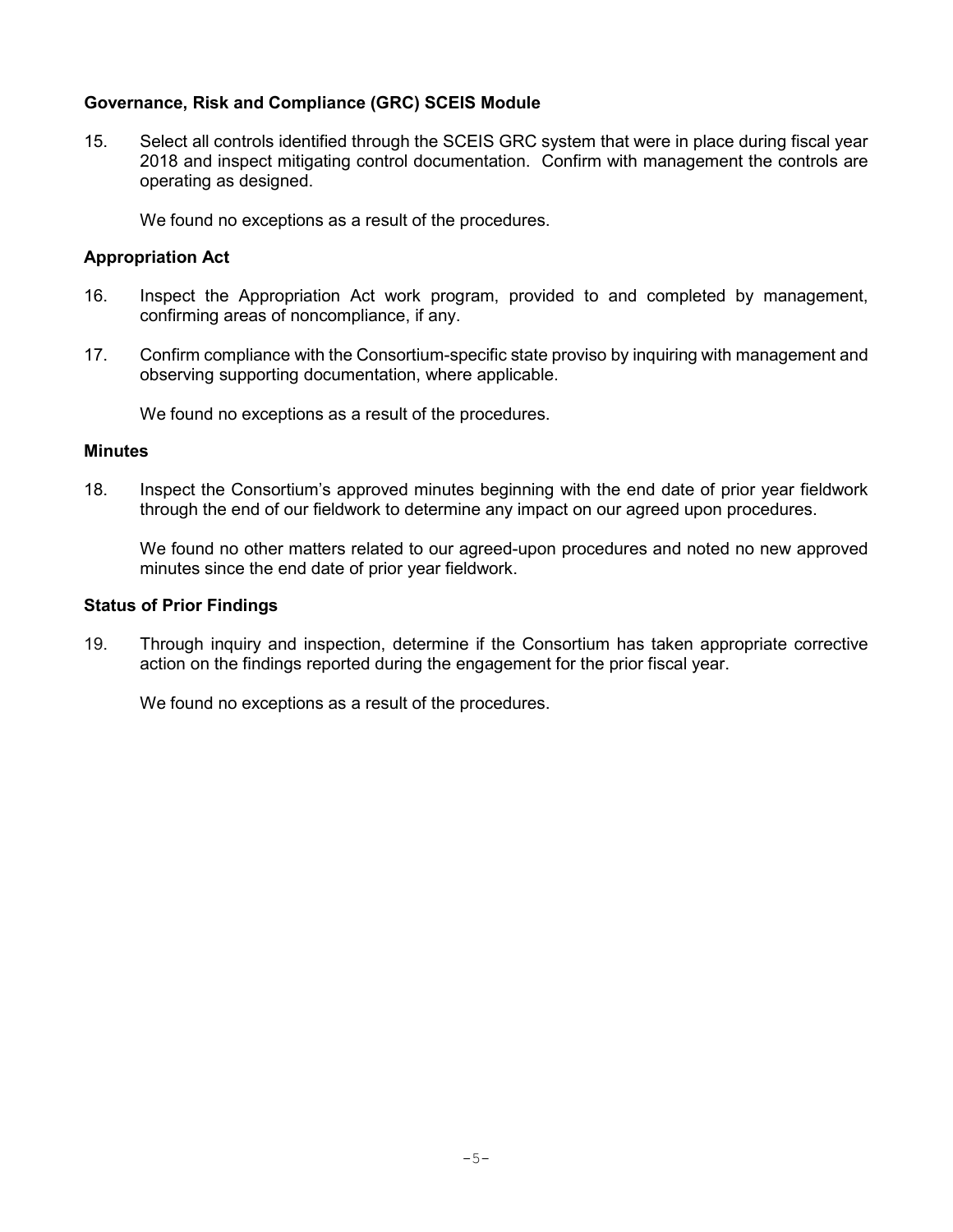**Governance, Risk and Compliance (GRC) SCEIS Module**

15. Select all controls identified through the SCEIS GRC system that were in place during fiscal year 2018 and inspect mitigating control documentation. Confirm with management the controls are operating as designed.

    We found no exceptions as a result of the procedures.

**Appropriation Act**

16. Inspect the Appropriation Act work program, provided to and completed by management, confirming areas of noncompliance, if any.

17. Confirm compliance with the Consortium-specific state proviso by inquiring with management and observing supporting documentation, where applicable.

    We found no exceptions as a result of the procedures.

**Minutes**

18. Inspect the Consortium's approved minutes beginning with the end date of prior year fieldwork through the end of our fieldwork to determine any impact on our agreed upon procedures.

    We found no other matters related to our agreed-upon procedures and noted no new approved minutes since the end date of prior year fieldwork.

**Status of Prior Findings**

19. Through inquiry and inspection, determine if the Consortium has taken appropriate corrective action on the findings reported during the engagement for the prior fiscal year.

    We found no exceptions as a result of the procedures.